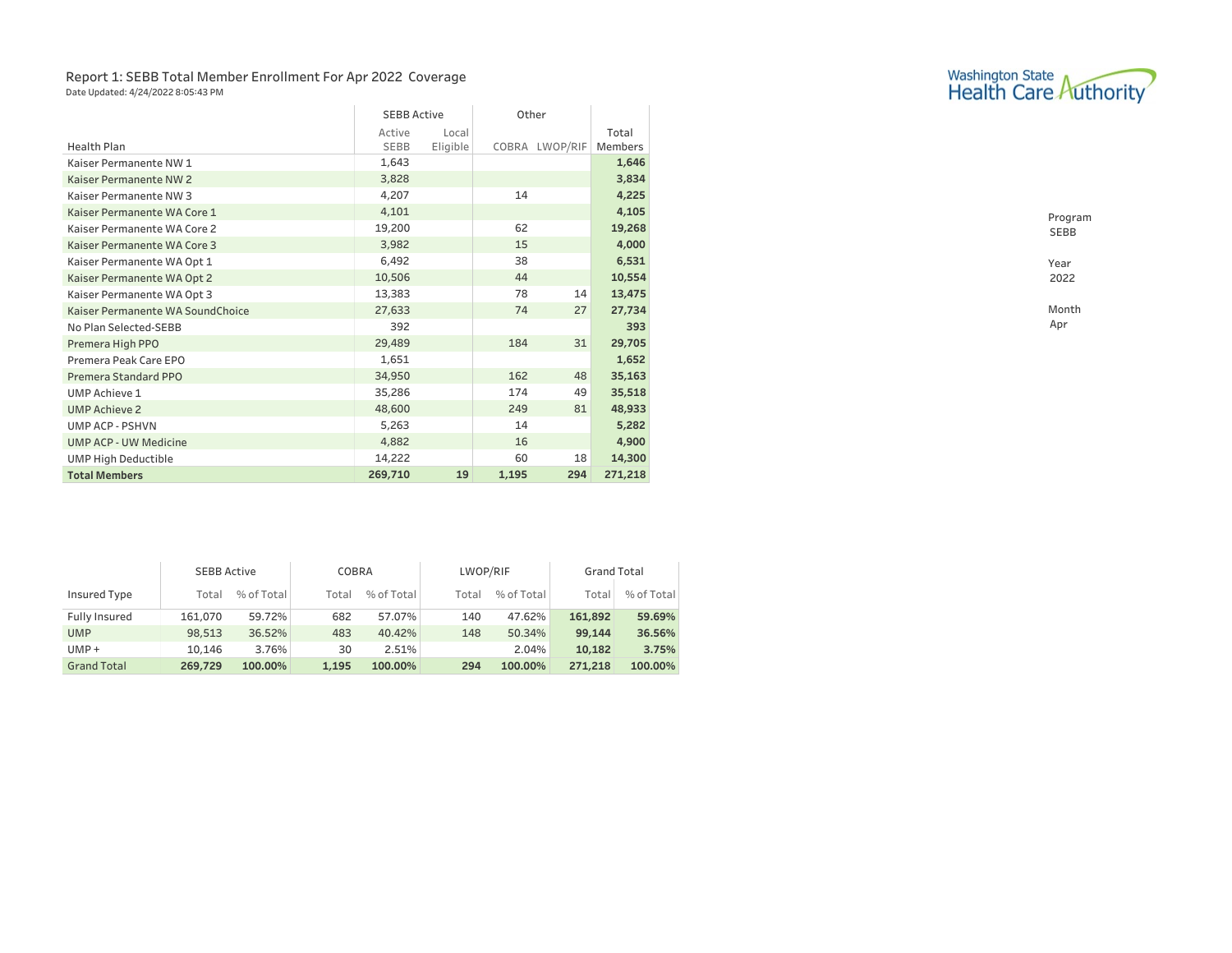Report 1: SEBB Total Member Enrollment For Apr 2022 Coverage

Date Updated: 4/24/2022 8:05:43 PM

Washington State Health Care Authority

| Health Plan | SEBB Active | | Other | | Total Members |
|---|---|---|---|---|---|
| | Active SEBB | Local Eligible | COBRA | LWOP/RIF | |
| Kaiser Permanente NW 1 | 1,643 | | | | **1,646** |
| Kaiser Permanente NW 2 | 3,828 | | | | **3,834** |
| Kaiser Permanente NW 3 | 4,207 | | 14 | | **4,225** |
| Kaiser Permanente WA Core 1 | 4,101 | | | | **4,105** |
| Kaiser Permanente WA Core 2 | 19,200 | | 62 | | **19,268** |
| Kaiser Permanente WA Core 3 | 3,982 | | 15 | | **4,000** |
| Kaiser Permanente WA Opt 1 | 6,492 | | 38 | | **6,531** |
| Kaiser Permanente WA Opt 2 | 10,506 | | 44 | | **10,554** |
| Kaiser Permanente WA Opt 3 | 13,383 | | 78 | 14 | **13,475** |
| Kaiser Permanente WA SoundChoice | 27,633 | | 74 | 27 | **27,734** |
| No Plan Selected-SEBB | 392 | | | | **393** |
| Premera High PPO | 29,489 | | 184 | 31 | **29,705** |
| Premera Peak Care EPO | 1,651 | | | | **1,652** |
| Premera Standard PPO | 34,950 | | 162 | 48 | **35,163** |
| UMP Achieve 1 | 35,286 | | 174 | 49 | **35,518** |
| UMP Achieve 2 | 48,600 | | 249 | 81 | **48,933** |
| UMP ACP - PSHVN | 5,263 | | 14 | | **5,282** |
| UMP ACP - UW Medicine | 4,882 | | 16 | | **4,900** |
| UMP High Deductible | 14,222 | | 60 | 18 | **14,300** |
| **Total Members** | **269,710** | **19** | **1,195** | **294** | **271,218** |

Program
SEBB

Year
2022

Month
Apr

| Insured Type | SEBB Active | | COBRA | | LWOP/RIF | | Grand Total | |
|---|---|---|---|---|---|---|---|---|
| | Total | % of Total | Total | % of Total | Total | % of Total | Total | % of Total |
| Fully Insured | 161,070 | 59.72% | 682 | 57.07% | 140 | 47.62% | **161,892** | **59.69%** |
| UMP | 98,513 | 36.52% | 483 | 40.42% | 148 | 50.34% | **99,144** | **36.56%** |
| UMP + | 10,146 | 3.76% | 30 | 2.51% | | 2.04% | **10,182** | **3.75%** |
| Grand Total | **269,729** | **100.00%** | **1,195** | **100.00%** | **294** | **100.00%** | **271,218** | **100.00%** |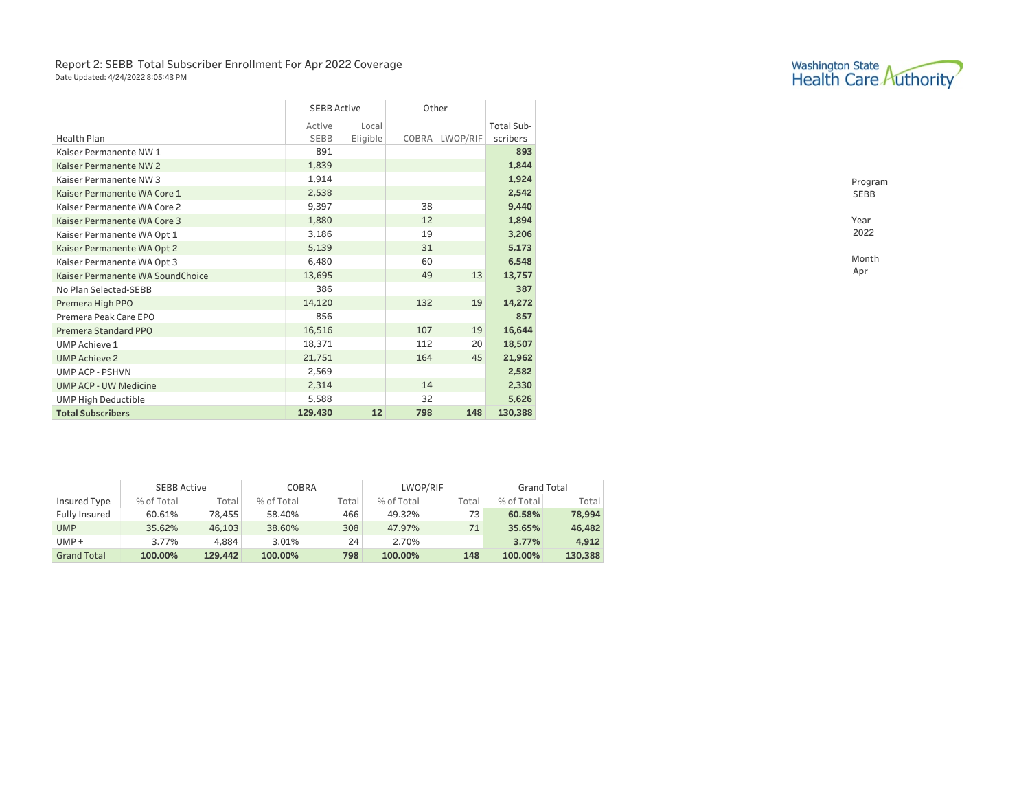## Report 2: SEBB Total Subscriber Enrollment For Apr 2022 Coverage

Date Updated: 4/24/2022 8:05:43 PM

Washington State Health Care Authority

| Health Plan | SEBB Active | | Other | | |
|---|---|---|---|---|---|
| | Active SEBB | Local Eligible | COBRA | LWOP/RIF | Total Sub-scribers |
| Kaiser Permanente NW 1 | 891 | | | | **893** |
| Kaiser Permanente NW 2 | 1,839 | | | | **1,844** |
| Kaiser Permanente NW 3 | 1,914 | | | | **1,924** |
| Kaiser Permanente WA Core 1 | 2,538 | | | | **2,542** |
| Kaiser Permanente WA Core 2 | 9,397 | | 38 | | **9,440** |
| Kaiser Permanente WA Core 3 | 1,880 | | 12 | | **1,894** |
| Kaiser Permanente WA Opt 1 | 3,186 | | 19 | | **3,206** |
| Kaiser Permanente WA Opt 2 | 5,139 | | 31 | | **5,173** |
| Kaiser Permanente WA Opt 3 | 6,480 | | 60 | | **6,548** |
| Kaiser Permanente WA SoundChoice | 13,695 | | 49 | 13 | **13,757** |
| No Plan Selected-SEBB | 386 | | | | **387** |
| Premera High PPO | 14,120 | | 132 | 19 | **14,272** |
| Premera Peak Care EPO | 856 | | | | **857** |
| Premera Standard PPO | 16,516 | | 107 | 19 | **16,644** |
| UMP Achieve 1 | 18,371 | | 112 | 20 | **18,507** |
| UMP Achieve 2 | 21,751 | | 164 | 45 | **21,962** |
| UMP ACP - PSHVN | 2,569 | | | | **2,582** |
| UMP ACP - UW Medicine | 2,314 | | 14 | | **2,330** |
| UMP High Deductible | 5,588 | | 32 | | **5,626** |
| **Total Subscribers** | **129,430** | **12** | **798** | **148** | **130,388** |

Program
SEBB

Year
2022

Month
Apr

| Insured Type | SEBB Active | | COBRA | | LWOP/RIF | | Grand Total | |
|---|---|---|---|---|---|---|---|---|
| | % of Total | Total | % of Total | Total | % of Total | Total | % of Total | Total |
| Fully Insured | 60.61% | 78,455 | 58.40% | 466 | 49.32% | 73 | **60.58%** | **78,994** |
| UMP | 35.62% | 46,103 | 38.60% | 308 | 47.97% | 71 | **35.65%** | **46,482** |
| UMP + | 3.77% | 4,884 | 3.01% | 24 | 2.70% | | **3.77%** | **4,912** |
| Grand Total | **100.00%** | **129,442** | **100.00%** | **798** | **100.00%** | **148** | **100.00%** | **130,388** |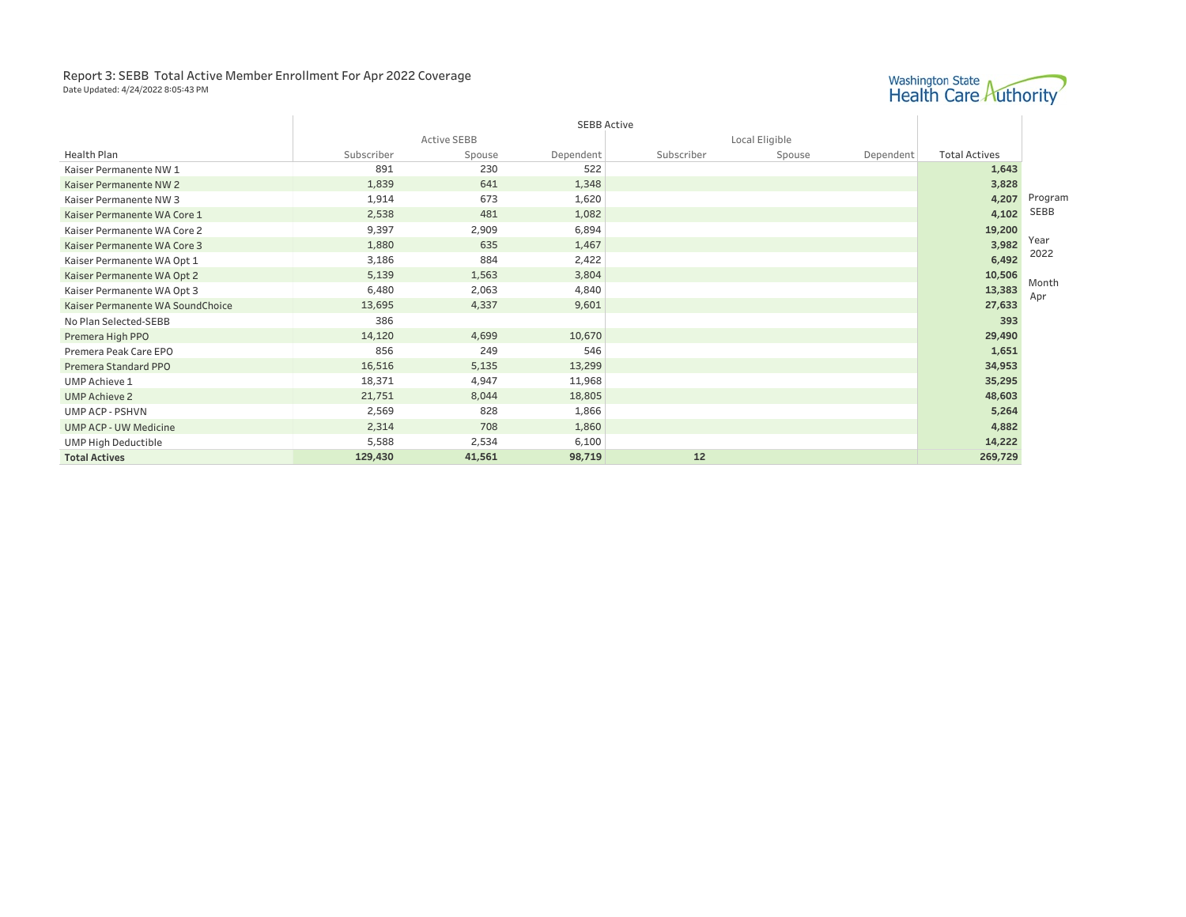# Report 3: SEBB Total Active Member Enrollment For Apr 2022 Coverage

Date Updated: 4/24/2022 8:05:43 PM

Washington State Health Care Authority

| | SEBB Active | | | | | | |
|---|---|---|---|---|---|---|---|
| | Active SEBB | | | Local Eligible | | | |
| Health Plan | Subscriber | Spouse | Dependent | Subscriber | Spouse | Dependent | Total Actives |
| Kaiser Permanente NW 1 | 891 | 230 | 522 | | | | 1,643 |
| Kaiser Permanente NW 2 | 1,839 | 641 | 1,348 | | | | 3,828 |
| Kaiser Permanente NW 3 | 1,914 | 673 | 1,620 | | | | 4,207 |
| Kaiser Permanente WA Core 1 | 2,538 | 481 | 1,082 | | | | 4,102 |
| Kaiser Permanente WA Core 2 | 9,397 | 2,909 | 6,894 | | | | 19,200 |
| Kaiser Permanente WA Core 3 | 1,880 | 635 | 1,467 | | | | 3,982 |
| Kaiser Permanente WA Opt 1 | 3,186 | 884 | 2,422 | | | | 6,492 |
| Kaiser Permanente WA Opt 2 | 5,139 | 1,563 | 3,804 | | | | 10,506 |
| Kaiser Permanente WA Opt 3 | 6,480 | 2,063 | 4,840 | | | | 13,383 |
| Kaiser Permanente WA SoundChoice | 13,695 | 4,337 | 9,601 | | | | 27,633 |
| No Plan Selected-SEBB | 386 | | | | | | 393 |
| Premera High PPO | 14,120 | 4,699 | 10,670 | | | | 29,490 |
| Premera Peak Care EPO | 856 | 249 | 546 | | | | 1,651 |
| Premera Standard PPO | 16,516 | 5,135 | 13,299 | | | | 34,953 |
| UMP Achieve 1 | 18,371 | 4,947 | 11,968 | | | | 35,295 |
| UMP Achieve 2 | 21,751 | 8,044 | 18,805 | | | | 48,603 |
| UMP ACP - PSHVN | 2,569 | 828 | 1,866 | | | | 5,264 |
| UMP ACP - UW Medicine | 2,314 | 708 | 1,860 | | | | 4,882 |
| UMP High Deductible | 5,588 | 2,534 | 6,100 | | | | 14,222 |
| **Total Actives** | **129,430** | **41,561** | **98,719** | **12** | | | **269,729** |

Program
SEBB

Year
2022

Month
Apr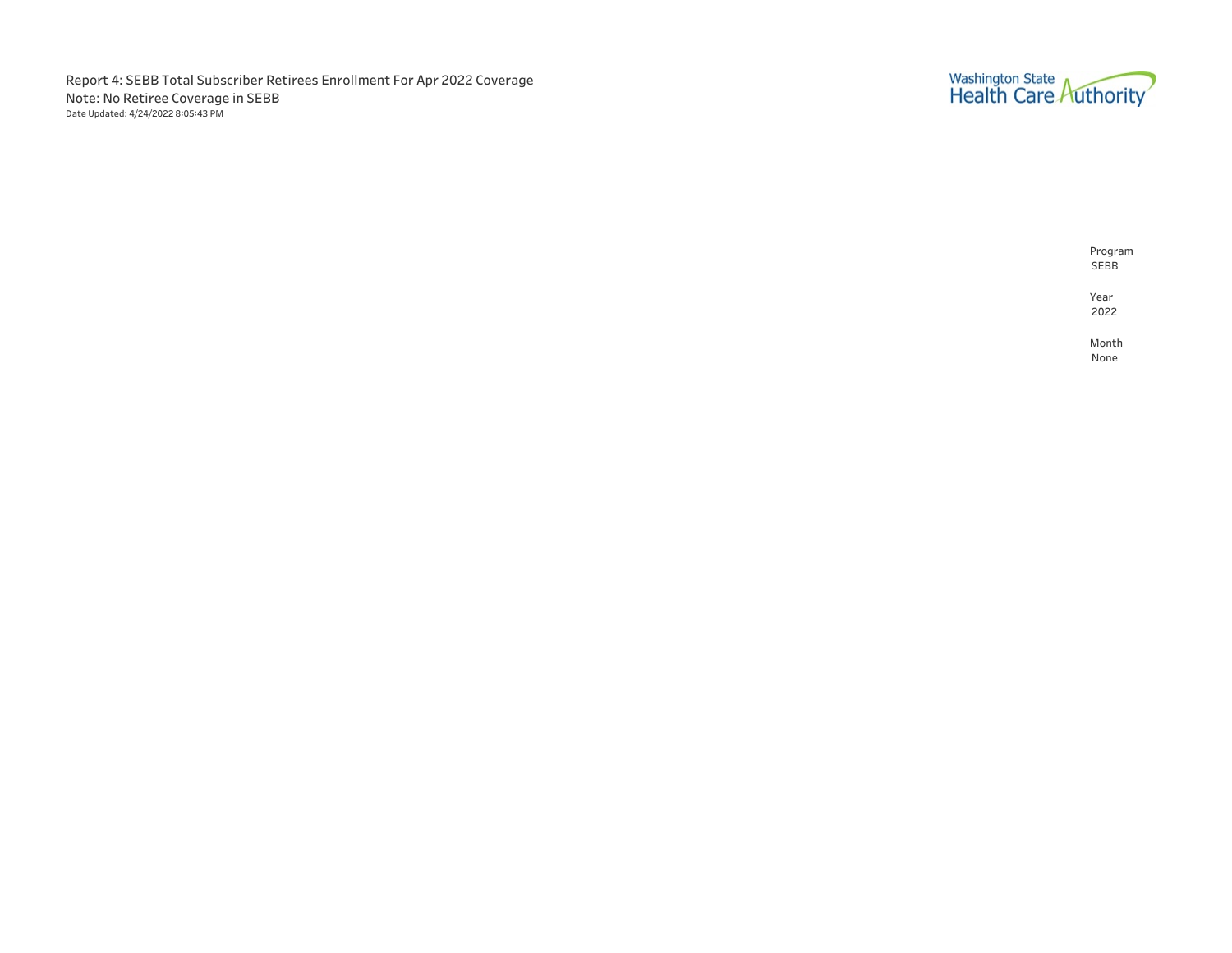Report 4: SEBB Total Subscriber Retirees Enrollment For Apr 2022 Coverage

Note: No Retiree Coverage in SEBB

Date Updated: 4/24/2022 8:05:43 PM

Washington State Health Care Authority

Program
SEBB

Year
2022

Month
None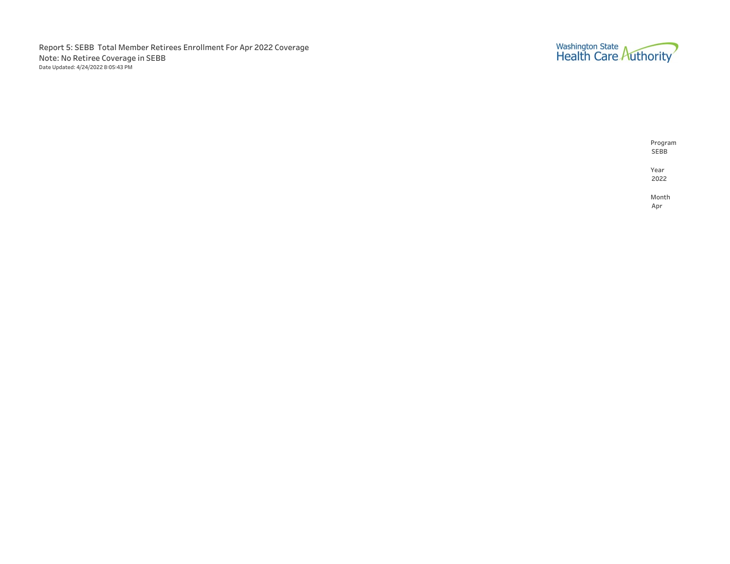Report 5: SEBB Total Member Retirees Enrollment For Apr 2022 Coverage

Note: No Retiree Coverage in SEBB

Date Updated: 4/24/2022 8:05:43 PM

Washington State Health Care Authority

Program
SEBB

Year
2022

Month
Apr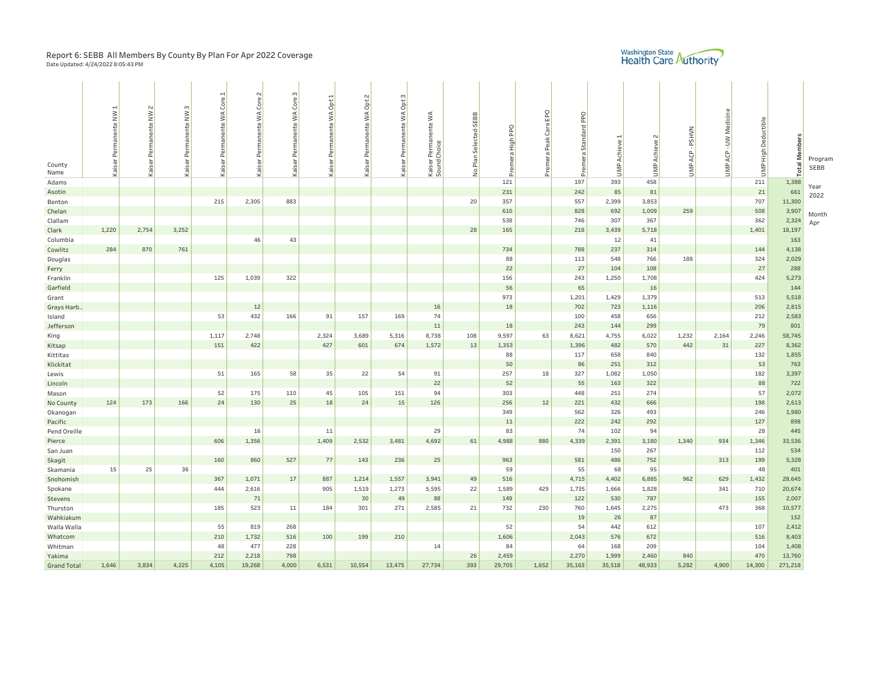# Report 6: SEBB All Members By County By Plan For Apr 2022 Coverage

Date Updated: 4/24/2022 8:05:43 PM

Washington State Health Care Authority

Program: SEBB | Year: 2022 | Month: Apr

| County Name | Kaiser Permanente NW 1 | Kaiser Permanente NW 2 | Kaiser Permanente NW 3 | Kaiser Permanente WA Core 1 | Kaiser Permanente WA Core 2 | Kaiser Permanente WA Core 3 | Kaiser Permanente WA Opt 1 | Kaiser Permanente WA Opt 2 | Kaiser Permanente WA Opt 3 | Kaiser Permanente WA Sound Choice | No Plan Selected-SEBB | Premera High PPO | Premera Peak Care EPO | Premera Standard PPO | UMP Achieve 1 | UMP Achieve 2 | UMP ACP - PSHVN | UMP ACP - UW Medicine | UMP High Deductible | Total Members |
|---|---|---|---|---|---|---|---|---|---|---|---|---|---|---|---|---|---|---|---|---|
| Adams | | | | | | | | | | | | 121 | | 197 | 393 | 458 | | | 211 | 1,388 |
| Asotin | | | | | | | | | | | | 231 | | 242 | 85 | 81 | | | 21 | 661 |
| Benton | | | | 215 | 2,305 | 883 | | | | | 20 | 357 | | 557 | 2,399 | 3,853 | | | 707 | 11,300 |
| Chelan | | | | | | | | | | | | 610 | | 828 | 692 | 1,009 | 259 | | 508 | 3,907 |
| Clallam | | | | | | | | | | | | 538 | | 746 | 307 | 367 | | | 362 | 2,324 |
| Clark | 1,220 | 2,754 | 3,252 | | | | | | | | 28 | 165 | | 218 | 3,439 | 5,718 | | | 1,401 | 18,197 |
| Columbia | | | | | 46 | 43 | | | | | | | | | 12 | 41 | | | | 163 |
| Cowlitz | 284 | 870 | 761 | | | | | | | | | 734 | | 788 | 237 | 314 | | | 144 | 4,138 |
| Douglas | | | | | | | | | | | | 88 | | 113 | 548 | 766 | 188 | | 324 | 2,029 |
| Ferry | | | | | | | | | | | | 22 | | 27 | 104 | 108 | | | 27 | 288 |
| Franklin | | | | 125 | 1,039 | 322 | | | | | | 156 | | 243 | 1,250 | 1,708 | | | 424 | 5,273 |
| Garfield | | | | | | | | | | | | 56 | | 65 | | 16 | | | | 144 |
| Grant | | | | | | | | | | | | 973 | | 1,201 | 1,429 | 1,379 | | | 513 | 5,518 |
| Grays Harb.. | | | | | 12 | | | | | 16 | | 18 | | 702 | 723 | 1,116 | | | 206 | 2,815 |
| Island | | | | 53 | 432 | 166 | 91 | 157 | 169 | 74 | | | | 100 | 458 | 656 | | | 212 | 2,583 |
| Jefferson | | | | | | | | | | 11 | | 18 | | 243 | 144 | 299 | | | 79 | 801 |
| King | | | | 1,117 | 2,748 | | 2,324 | 3,689 | 5,316 | 8,738 | 108 | 9,597 | 63 | 8,621 | 4,755 | 6,022 | 1,232 | 2,164 | 2,246 | 58,745 |
| Kitsap | | | | 151 | 422 | | 427 | 601 | 674 | 1,572 | 13 | 1,353 | | 1,396 | 482 | 570 | 442 | 31 | 227 | 8,362 |
| Kittitas | | | | | | | | | | | | 88 | | 117 | 658 | 840 | | | 132 | 1,855 |
| Klickitat | | | | | | | | | | | | 50 | | 86 | 251 | 312 | | | 53 | 763 |
| Lewis | | | | 51 | 165 | 58 | 35 | 22 | 54 | 91 | | 257 | 18 | 327 | 1,082 | 1,050 | | | 182 | 3,397 |
| Lincoln | | | | | | | | | | 22 | | 52 | | 55 | 163 | 322 | | | 88 | 722 |
| Mason | | | | 52 | 175 | 110 | 45 | 105 | 151 | 94 | | 303 | | 448 | 251 | 274 | | | 57 | 2,072 |
| No County | 124 | 173 | 166 | 24 | 130 | 25 | 18 | 24 | 15 | 126 | | 256 | 12 | 221 | 432 | 666 | | | 198 | 2,613 |
| Okanogan | | | | | | | | | | | | 349 | | 562 | 326 | 493 | | | 246 | 1,980 |
| Pacific | | | | | | | | | | | | 11 | | 222 | 242 | 292 | | | 127 | 898 |
| Pend Oreille | | | | | 16 | | 11 | | | 29 | | 83 | | 74 | 102 | 94 | | | 28 | 445 |
| Pierce | | | | 606 | 1,356 | | 1,409 | 2,532 | 3,481 | 4,692 | 61 | 4,988 | 880 | 4,339 | 2,391 | 3,180 | 1,340 | 934 | 1,346 | 33,536 |
| San Juan | | | | | | | | | | | | | | | 150 | 267 | | | 112 | 534 |
| Skagit | | | | 160 | 860 | 527 | 77 | 143 | 236 | 25 | | 963 | | 581 | 486 | 752 | | 313 | 199 | 5,328 |
| Skamania | 15 | 25 | 36 | | | | | | | | | 59 | | 55 | 68 | 95 | | | 48 | 401 |
| Snohomish | | | | 367 | 1,071 | 17 | 887 | 1,214 | 1,557 | 3,941 | 49 | 516 | | 4,715 | 4,402 | 6,885 | 962 | 629 | 1,432 | 28,645 |
| Spokane | | | | 444 | 2,616 | | 905 | 1,519 | 1,273 | 5,595 | 22 | 1,589 | 429 | 1,735 | 1,666 | 1,828 | | 341 | 710 | 20,674 |
| Stevens | | | | | 71 | | | 30 | 49 | 88 | | 149 | | 122 | 530 | 787 | | | 155 | 2,007 |
| Thurston | | | | 185 | 523 | 11 | 184 | 301 | 271 | 2,585 | 21 | 732 | 230 | 760 | 1,645 | 2,275 | | 473 | 368 | 10,577 |
| Wahkiakum | | | | | | | | | | | | | | 19 | 26 | 87 | | | | 152 |
| Walla Walla | | | | 55 | 819 | 268 | | | | | | 52 | | 54 | 442 | 612 | | | 107 | 2,412 |
| Whatcom | | | | 210 | 1,732 | 516 | 100 | 199 | 210 | | | 1,606 | | 2,043 | 576 | 672 | | | 516 | 8,403 |
| Whitman | | | | 48 | 477 | 228 | | | | 14 | | 84 | | 64 | 168 | 209 | | | 104 | 1,408 |
| Yakima | | | | 212 | 2,218 | 798 | | | | | 26 | 2,459 | | 2,270 | 1,999 | 2,460 | 840 | | 470 | 13,760 |
| Grand Total | 1,646 | 3,834 | 4,225 | 4,105 | 19,268 | 4,000 | 6,531 | 10,554 | 13,475 | 27,734 | 393 | 29,705 | 1,652 | 35,163 | 35,518 | 48,933 | 5,282 | 4,900 | 14,300 | 271,218 |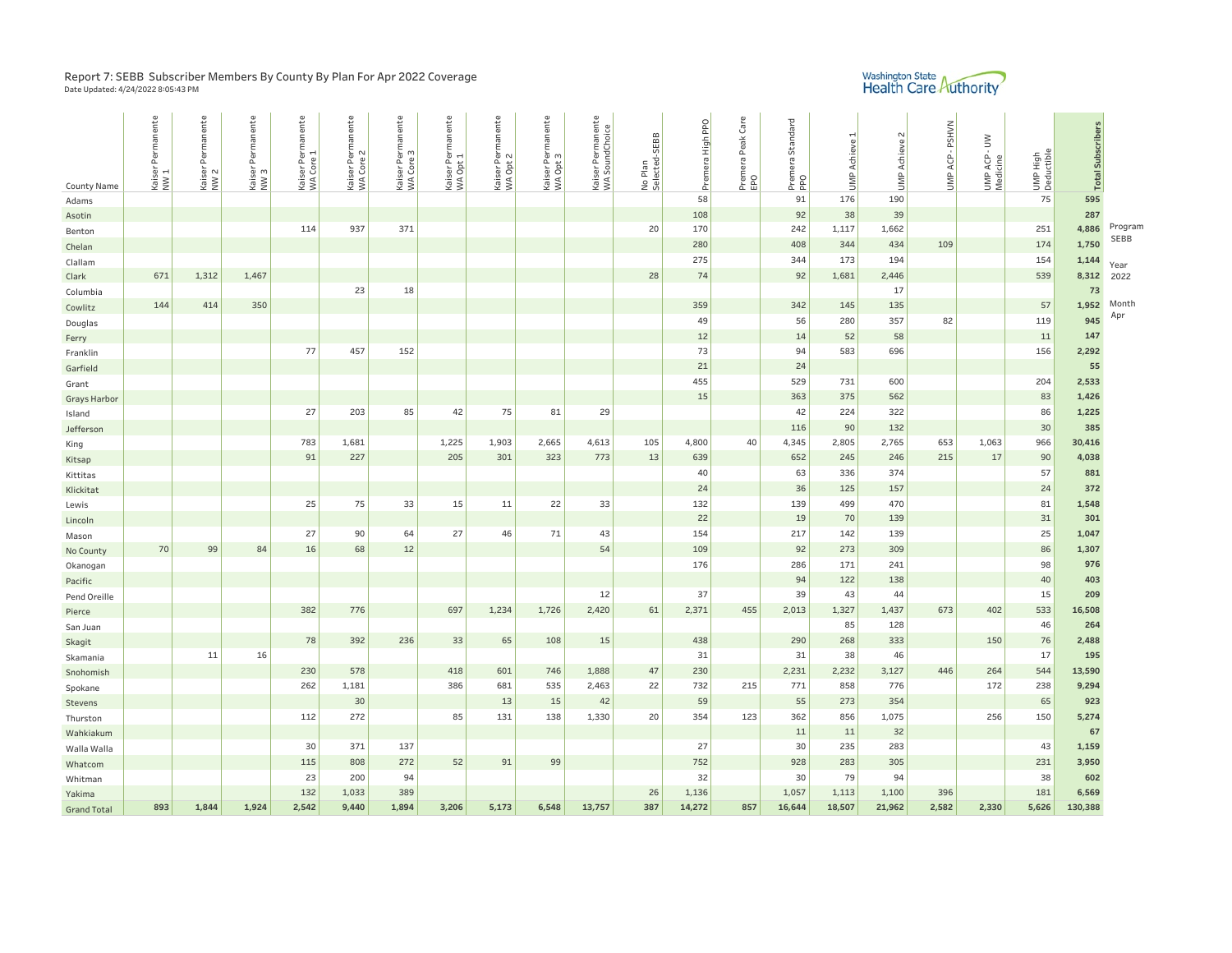# Report 7: SEBB Subscriber Members By County By Plan For Apr 2022 Coverage

Date Updated: 4/24/2022 8:05:43 PM

Washington State Health Care Authority

| County Name | Kaiser Permanente NW 1 | Kaiser Permanente NW 2 | Kaiser Permanente NW 3 | Kaiser Permanente WA Core 1 | Kaiser Permanente WA Core 2 | Kaiser Permanente WA Core 3 | Kaiser Permanente WA Opt 1 | Kaiser Permanente WA Opt 2 | Kaiser Permanente WA Opt 3 | Kaiser Permanente WA SoundChoice | No Plan Selected-SEBB | Premera High PPO | Premera Peak Care EPO | Premera Standard PPO | UMP Achieve 1 | UMP Achieve 2 | UMP ACP - PSHVN | UMP ACP - UW Medicine | UMP High Deductible | Total Subscribers |
|---|---|---|---|---|---|---|---|---|---|---|---|---|---|---|---|---|---|---|---|---|
| Adams | | | | | | | | | | | | 58 | | 91 | 176 | 190 | | | 75 | **595** |
| Asotin | | | | | | | | | | | | 108 | | 92 | 38 | 39 | | | | **287** |
| Benton | | | | 114 | 937 | 371 | | | | | 20 | 170 | | 242 | 1,117 | 1,662 | | | 251 | **4,886** |
| Chelan | | | | | | | | | | | | 280 | | 408 | 344 | 434 | 109 | | 174 | **1,750** |
| Clallam | | | | | | | | | | | | 275 | | 344 | 173 | 194 | | | 154 | **1,144** |
| Clark | 671 | 1,312 | 1,467 | | | | | | | | 28 | 74 | | 92 | 1,681 | 2,446 | | | 539 | **8,312** |
| Columbia | | | | | 23 | 18 | | | | | | | | | | 17 | | | | **73** |
| Cowlitz | 144 | 414 | 350 | | | | | | | | | 359 | | 342 | 145 | 135 | | | 57 | **1,952** |
| Douglas | | | | | | | | | | | | 49 | | 56 | 280 | 357 | 82 | | 119 | **945** |
| Ferry | | | | | | | | | | | | 12 | | 14 | 52 | 58 | | | 11 | **147** |
| Franklin | | | | 77 | 457 | 152 | | | | | | 73 | | 94 | 583 | 696 | | | 156 | **2,292** |
| Garfield | | | | | | | | | | | | 21 | | 24 | | | | | | **55** |
| Grant | | | | | | | | | | | | 455 | | 529 | 731 | 600 | | | 204 | **2,533** |
| Grays Harbor | | | | | | | | | | | | 15 | | 363 | 375 | 562 | | | 83 | **1,426** |
| Island | | | | 27 | 203 | 85 | 42 | 75 | 81 | 29 | | | | 42 | 224 | 322 | | | 86 | **1,225** |
| Jefferson | | | | | | | | | | | | | | 116 | 90 | 132 | | | 30 | **385** |
| King | | | | 783 | 1,681 | | 1,225 | 1,903 | 2,665 | 4,613 | 105 | 4,800 | 40 | 4,345 | 2,805 | 2,765 | 653 | 1,063 | 966 | **30,416** |
| Kitsap | | | | 91 | 227 | | 205 | 301 | 323 | 773 | 13 | 639 | | 652 | 245 | 246 | 215 | 17 | 90 | **4,038** |
| Kittitas | | | | | | | | | | | | 40 | | 63 | 336 | 374 | | | 57 | **881** |
| Klickitat | | | | | | | | | | | | 24 | | 36 | 125 | 157 | | | 24 | **372** |
| Lewis | | | | 25 | 75 | 33 | 15 | 11 | 22 | 33 | | 132 | | 139 | 499 | 470 | | | 81 | **1,548** |
| Lincoln | | | | | | | | | | | | 22 | | 19 | 70 | 139 | | | 31 | **301** |
| Mason | | | | 27 | 90 | 64 | 27 | 46 | 71 | 43 | | 154 | | 217 | 142 | 139 | | | 25 | **1,047** |
| No County | 70 | 99 | 84 | 16 | 68 | 12 | | | | 54 | | 109 | | 92 | 273 | 309 | | | 86 | **1,307** |
| Okanogan | | | | | | | | | | | | 176 | | 286 | 171 | 241 | | | 98 | **976** |
| Pacific | | | | | | | | | | | | | | 94 | 122 | 138 | | | 40 | **403** |
| Pend Oreille | | | | | | | | | | 12 | | 37 | | 39 | 43 | 44 | | | 15 | **209** |
| Pierce | | | | 382 | 776 | | 697 | 1,234 | 1,726 | 2,420 | 61 | 2,371 | 455 | 2,013 | 1,327 | 1,437 | 673 | 402 | 533 | **16,508** |
| San Juan | | | | | | | | | | | | | | | 85 | 128 | | | 46 | **264** |
| Skagit | | | | 78 | 392 | 236 | 33 | 65 | 108 | 15 | | 438 | | 290 | 268 | 333 | | 150 | 76 | **2,488** |
| Skamania | | 11 | 16 | | | | | | | | | 31 | | 31 | 38 | 46 | | | 17 | **195** |
| Snohomish | | | | 230 | 578 | | 418 | 601 | 746 | 1,888 | 47 | 230 | | 2,231 | 2,232 | 3,127 | 446 | 264 | 544 | **13,590** |
| Spokane | | | | 262 | 1,181 | | 386 | 681 | 535 | 2,463 | 22 | 732 | 215 | 771 | 858 | 776 | | 172 | 238 | **9,294** |
| Stevens | | | | | 30 | | | 13 | 15 | 42 | | 59 | | 55 | 273 | 354 | | | 65 | **923** |
| Thurston | | | | 112 | 272 | | 85 | 131 | 138 | 1,330 | 20 | 354 | 123 | 362 | 856 | 1,075 | | 256 | 150 | **5,274** |
| Wahkiakum | | | | | | | | | | | | | | 11 | 11 | 32 | | | | **67** |
| Walla Walla | | | | 30 | 371 | 137 | | | | | | 27 | | 30 | 235 | 283 | | | 43 | **1,159** |
| Whatcom | | | | 115 | 808 | 272 | 52 | 91 | 99 | | | 752 | | 928 | 283 | 305 | | | 231 | **3,950** |
| Whitman | | | | 23 | 200 | 94 | | | | | | 32 | | 30 | 79 | 94 | | | 38 | **602** |
| Yakima | | | | 132 | 1,033 | 389 | | | | | 26 | 1,136 | | 1,057 | 1,113 | 1,100 | 396 | | 181 | **6,569** |
| **Grand Total** | **893** | **1,844** | **1,924** | **2,542** | **9,440** | **1,894** | **3,206** | **5,173** | **6,548** | **13,757** | **387** | **14,272** | **857** | **16,644** | **18,507** | **21,962** | **2,582** | **2,330** | **5,626** | **130,388** |

Program: SEBB

Year: 2022

Month: Apr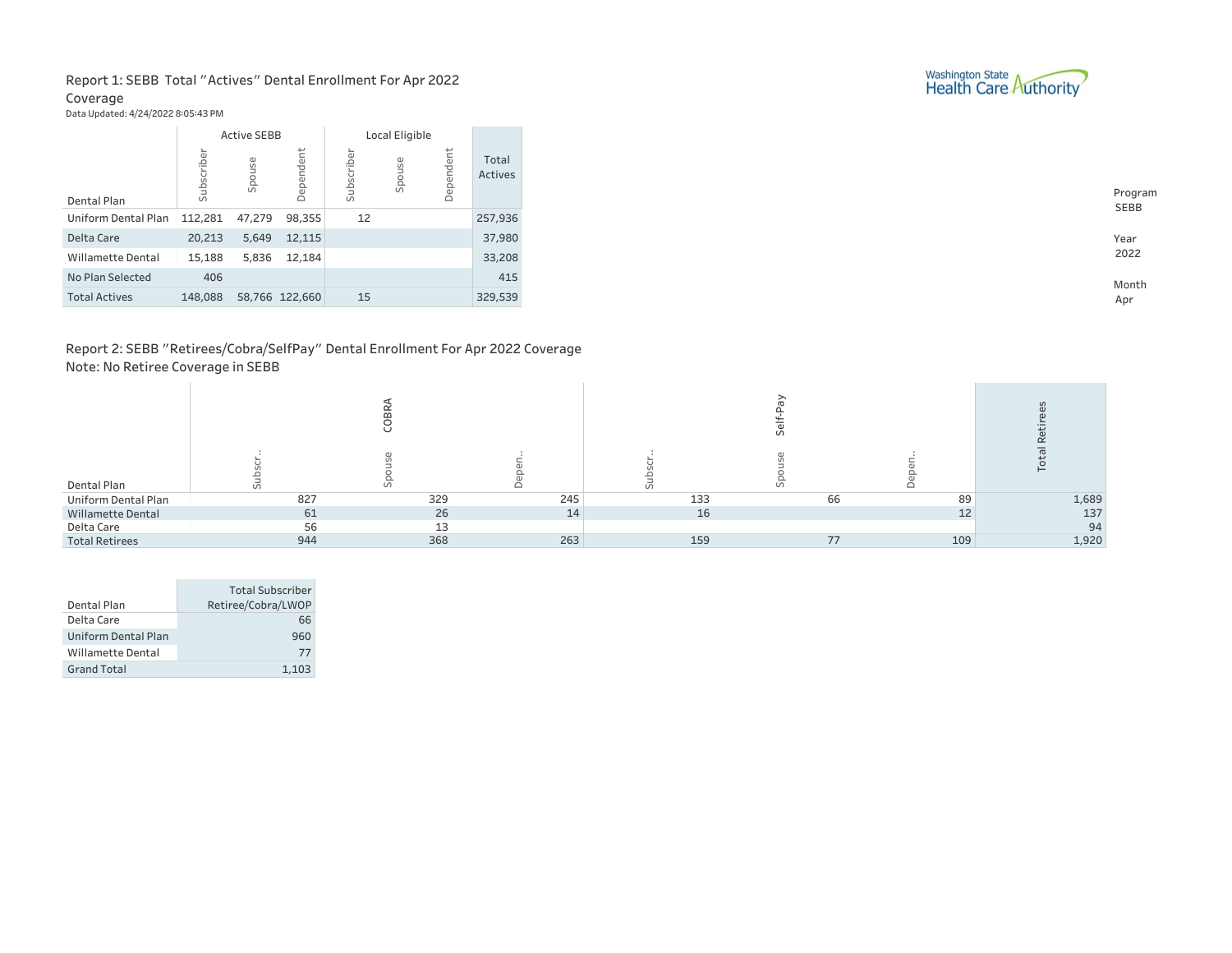Report 1: SEBB Total "Actives" Dental Enrollment For Apr 2022 Coverage

Data Updated: 4/24/2022 8:05:43 PM

Washington State Health Care Authority

| Dental Plan | Active SEBB | | | Local Eligible | | | Total Actives |
|---|---|---|---|---|---|---|---|
| | Subscriber | Spouse | Dependent | Subscriber | Spouse | Dependent | |
| Uniform Dental Plan | 112,281 | 47,279 | 98,355 | 12 | | | 257,936 |
| Delta Care | 20,213 | 5,649 | 12,115 | | | | 37,980 |
| Willamette Dental | 15,188 | 5,836 | 12,184 | | | | 33,208 |
| No Plan Selected | 406 | | | | | | 415 |
| Total Actives | 148,088 | 58,766 | 122,660 | 15 | | | 329,539 |

Program
SEBB

Year
2022

Month
Apr

Report 2: SEBB "Retirees/Cobra/SelfPay" Dental Enrollment For Apr 2022 Coverage
Note: No Retiree Coverage in SEBB

| Dental Plan | COBRA | | | Self-Pay | | | Total Retirees |
|---|---|---|---|---|---|---|---|
| | Subscr.. | Spouse | Depen.. | Subscr.. | Spouse | Depen.. | |
| Uniform Dental Plan | 827 | 329 | 245 | 133 | 66 | 89 | 1,689 |
| Willamette Dental | 61 | 26 | 14 | 16 | | 12 | 137 |
| Delta Care | 56 | 13 | | | | | 94 |
| Total Retirees | 944 | 368 | 263 | 159 | 77 | 109 | 1,920 |

| Dental Plan | Total Subscriber Retiree/Cobra/LWOP |
|---|---|
| Delta Care | 66 |
| Uniform Dental Plan | 960 |
| Willamette Dental | 77 |
| Grand Total | 1,103 |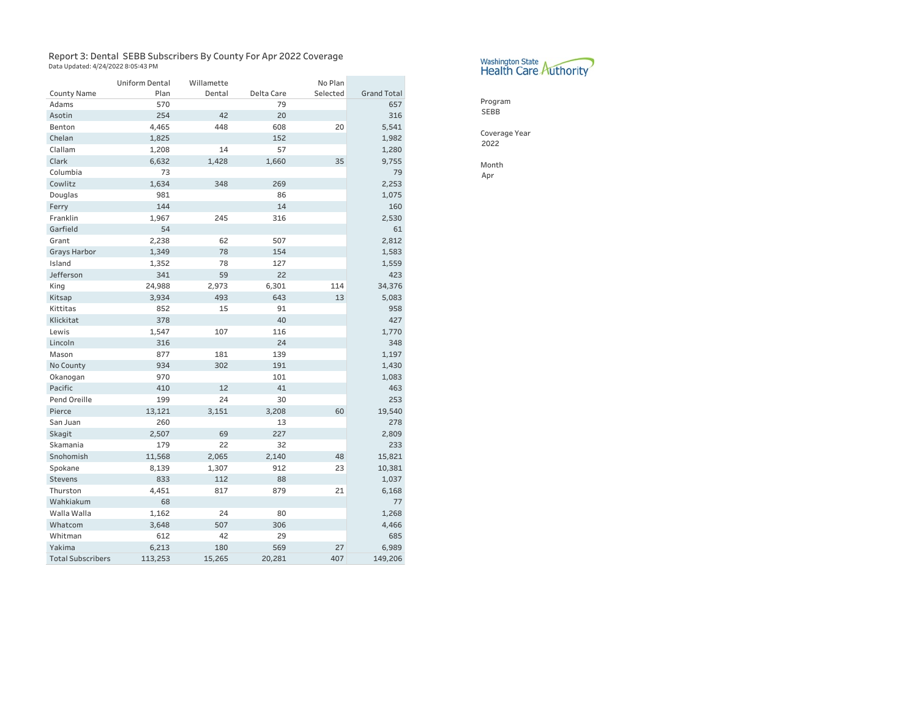# Report 3: Dental SEBB Subscribers By County For Apr 2022 Coverage

Data Updated: 4/24/2022 8:05:43 PM

| County Name | Uniform Dental Plan | Willamette Dental | Delta Care | No Plan Selected | Grand Total |
|---|---|---|---|---|---|
| Adams | 570 | | 79 | | 657 |
| Asotin | 254 | 42 | 20 | | 316 |
| Benton | 4,465 | 448 | 608 | 20 | 5,541 |
| Chelan | 1,825 | | 152 | | 1,982 |
| Clallam | 1,208 | 14 | 57 | | 1,280 |
| Clark | 6,632 | 1,428 | 1,660 | 35 | 9,755 |
| Columbia | 73 | | | | 79 |
| Cowlitz | 1,634 | 348 | 269 | | 2,253 |
| Douglas | 981 | | 86 | | 1,075 |
| Ferry | 144 | | 14 | | 160 |
| Franklin | 1,967 | 245 | 316 | | 2,530 |
| Garfield | 54 | | | | 61 |
| Grant | 2,238 | 62 | 507 | | 2,812 |
| Grays Harbor | 1,349 | 78 | 154 | | 1,583 |
| Island | 1,352 | 78 | 127 | | 1,559 |
| Jefferson | 341 | 59 | 22 | | 423 |
| King | 24,988 | 2,973 | 6,301 | 114 | 34,376 |
| Kitsap | 3,934 | 493 | 643 | 13 | 5,083 |
| Kittitas | 852 | 15 | 91 | | 958 |
| Klickitat | 378 | | 40 | | 427 |
| Lewis | 1,547 | 107 | 116 | | 1,770 |
| Lincoln | 316 | | 24 | | 348 |
| Mason | 877 | 181 | 139 | | 1,197 |
| No County | 934 | 302 | 191 | | 1,430 |
| Okanogan | 970 | | 101 | | 1,083 |
| Pacific | 410 | 12 | 41 | | 463 |
| Pend Oreille | 199 | 24 | 30 | | 253 |
| Pierce | 13,121 | 3,151 | 3,208 | 60 | 19,540 |
| San Juan | 260 | | 13 | | 278 |
| Skagit | 2,507 | 69 | 227 | | 2,809 |
| Skamania | 179 | 22 | 32 | | 233 |
| Snohomish | 11,568 | 2,065 | 2,140 | 48 | 15,821 |
| Spokane | 8,139 | 1,307 | 912 | 23 | 10,381 |
| Stevens | 833 | 112 | 88 | | 1,037 |
| Thurston | 4,451 | 817 | 879 | 21 | 6,168 |
| Wahkiakum | 68 | | | | 77 |
| Walla Walla | 1,162 | 24 | 80 | | 1,268 |
| Whatcom | 3,648 | 507 | 306 | | 4,466 |
| Whitman | 612 | 42 | 29 | | 685 |
| Yakima | 6,213 | 180 | 569 | 27 | 6,989 |
| Total Subscribers | 113,253 | 15,265 | 20,281 | 407 | 149,206 |

Washington State Health Care Authority

Program
SEBB

Coverage Year
2022

Month
Apr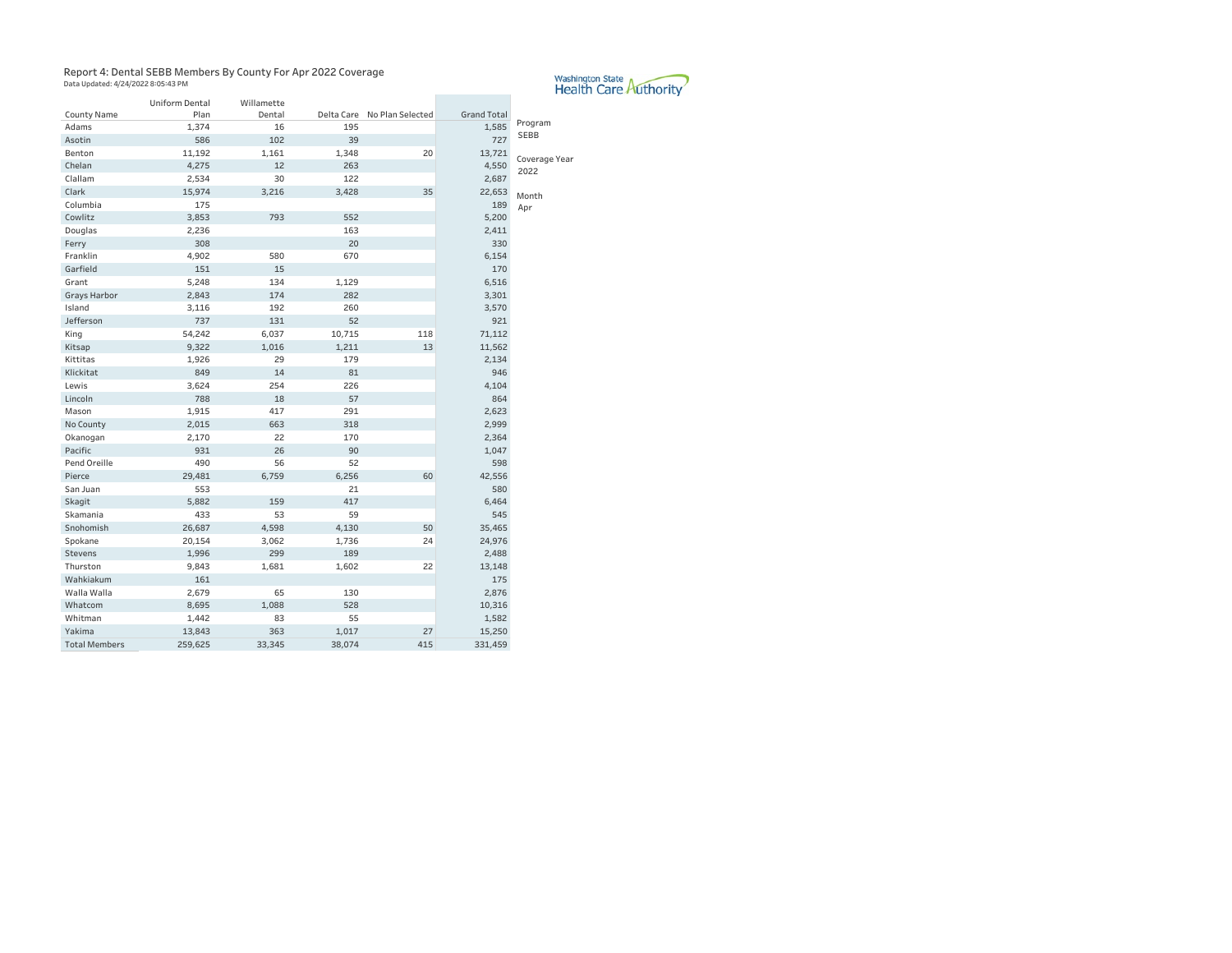# Report 4: Dental SEBB Members By County For Apr 2022 Coverage

Data Updated: 4/24/2022 8:05:43 PM

Washington State Health Care Authority

Program: SEBB

Coverage Year: 2022

Month: Apr

| County Name | Uniform Dental Plan | Willamette Dental | Delta Care | No Plan Selected | Grand Total |
|---|---|---|---|---|---|
| Adams | 1,374 | 16 | 195 | | 1,585 |
| Asotin | 586 | 102 | 39 | | 727 |
| Benton | 11,192 | 1,161 | 1,348 | 20 | 13,721 |
| Chelan | 4,275 | 12 | 263 | | 4,550 |
| Clallam | 2,534 | 30 | 122 | | 2,687 |
| Clark | 15,974 | 3,216 | 3,428 | 35 | 22,653 |
| Columbia | 175 | | | | 189 |
| Cowlitz | 3,853 | 793 | 552 | | 5,200 |
| Douglas | 2,236 | | 163 | | 2,411 |
| Ferry | 308 | | 20 | | 330 |
| Franklin | 4,902 | 580 | 670 | | 6,154 |
| Garfield | 151 | 15 | | | 170 |
| Grant | 5,248 | 134 | 1,129 | | 6,516 |
| Grays Harbor | 2,843 | 174 | 282 | | 3,301 |
| Island | 3,116 | 192 | 260 | | 3,570 |
| Jefferson | 737 | 131 | 52 | | 921 |
| King | 54,242 | 6,037 | 10,715 | 118 | 71,112 |
| Kitsap | 9,322 | 1,016 | 1,211 | 13 | 11,562 |
| Kittitas | 1,926 | 29 | 179 | | 2,134 |
| Klickitat | 849 | 14 | 81 | | 946 |
| Lewis | 3,624 | 254 | 226 | | 4,104 |
| Lincoln | 788 | 18 | 57 | | 864 |
| Mason | 1,915 | 417 | 291 | | 2,623 |
| No County | 2,015 | 663 | 318 | | 2,999 |
| Okanogan | 2,170 | 22 | 170 | | 2,364 |
| Pacific | 931 | 26 | 90 | | 1,047 |
| Pend Oreille | 490 | 56 | 52 | | 598 |
| Pierce | 29,481 | 6,759 | 6,256 | 60 | 42,556 |
| San Juan | 553 | | 21 | | 580 |
| Skagit | 5,882 | 159 | 417 | | 6,464 |
| Skamania | 433 | 53 | 59 | | 545 |
| Snohomish | 26,687 | 4,598 | 4,130 | 50 | 35,465 |
| Spokane | 20,154 | 3,062 | 1,736 | 24 | 24,976 |
| Stevens | 1,996 | 299 | 189 | | 2,488 |
| Thurston | 9,843 | 1,681 | 1,602 | 22 | 13,148 |
| Wahkiakum | 161 | | | | 175 |
| Walla Walla | 2,679 | 65 | 130 | | 2,876 |
| Whatcom | 8,695 | 1,088 | 528 | | 10,316 |
| Whitman | 1,442 | 83 | 55 | | 1,582 |
| Yakima | 13,843 | 363 | 1,017 | 27 | 15,250 |
| Total Members | 259,625 | 33,345 | 38,074 | 415 | 331,459 |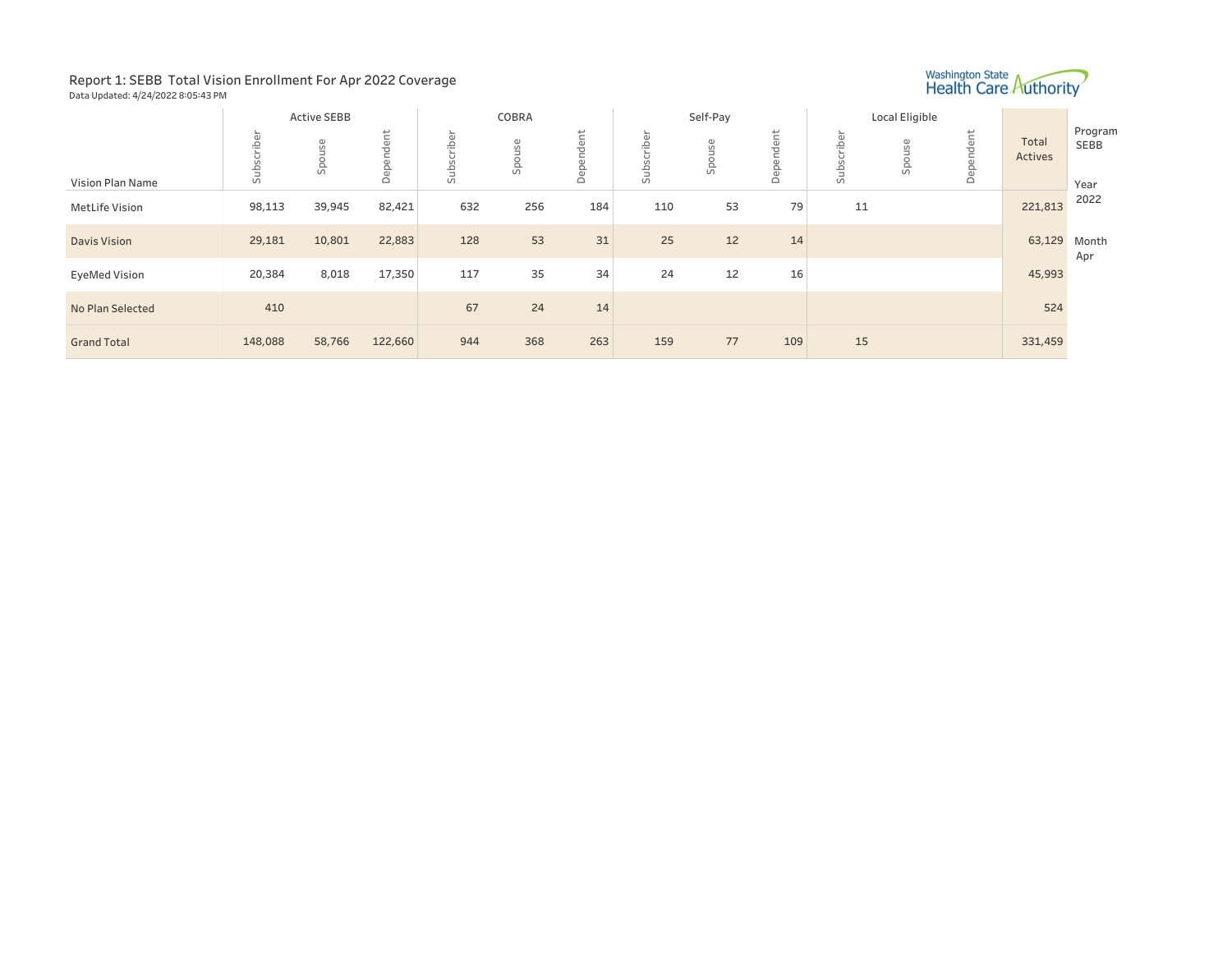Report 1: SEBB Total Vision Enrollment For Apr 2022 Coverage

Data Updated: 4/24/2022 8:05:43 PM

Washington State Health Care Authority

| | Active SEBB | | | COBRA | | | Self-Pay | | | Local Eligible | | | |
|---|---|---|---|---|---|---|---|---|---|---|---|---|---|
| Vision Plan Name | Subscriber | Spouse | Dependent | Subscriber | Spouse | Dependent | Subscriber | Spouse | Dependent | Subscriber | Spouse | Dependent | Total Actives |
| MetLife Vision | 98,113 | 39,945 | 82,421 | 632 | 256 | 184 | 110 | 53 | 79 | 11 | | | 221,813 |
| Davis Vision | 29,181 | 10,801 | 22,883 | 128 | 53 | 31 | 25 | 12 | 14 | | | | 63,129 |
| EyeMed Vision | 20,384 | 8,018 | 17,350 | 117 | 35 | 34 | 24 | 12 | 16 | | | | 45,993 |
| No Plan Selected | 410 | | | 67 | 24 | 14 | | | | | | | 524 |
| Grand Total | 148,088 | 58,766 | 122,660 | 944 | 368 | 263 | 159 | 77 | 109 | 15 | | | 331,459 |

Program
SEBB

Year
2022

Month
Apr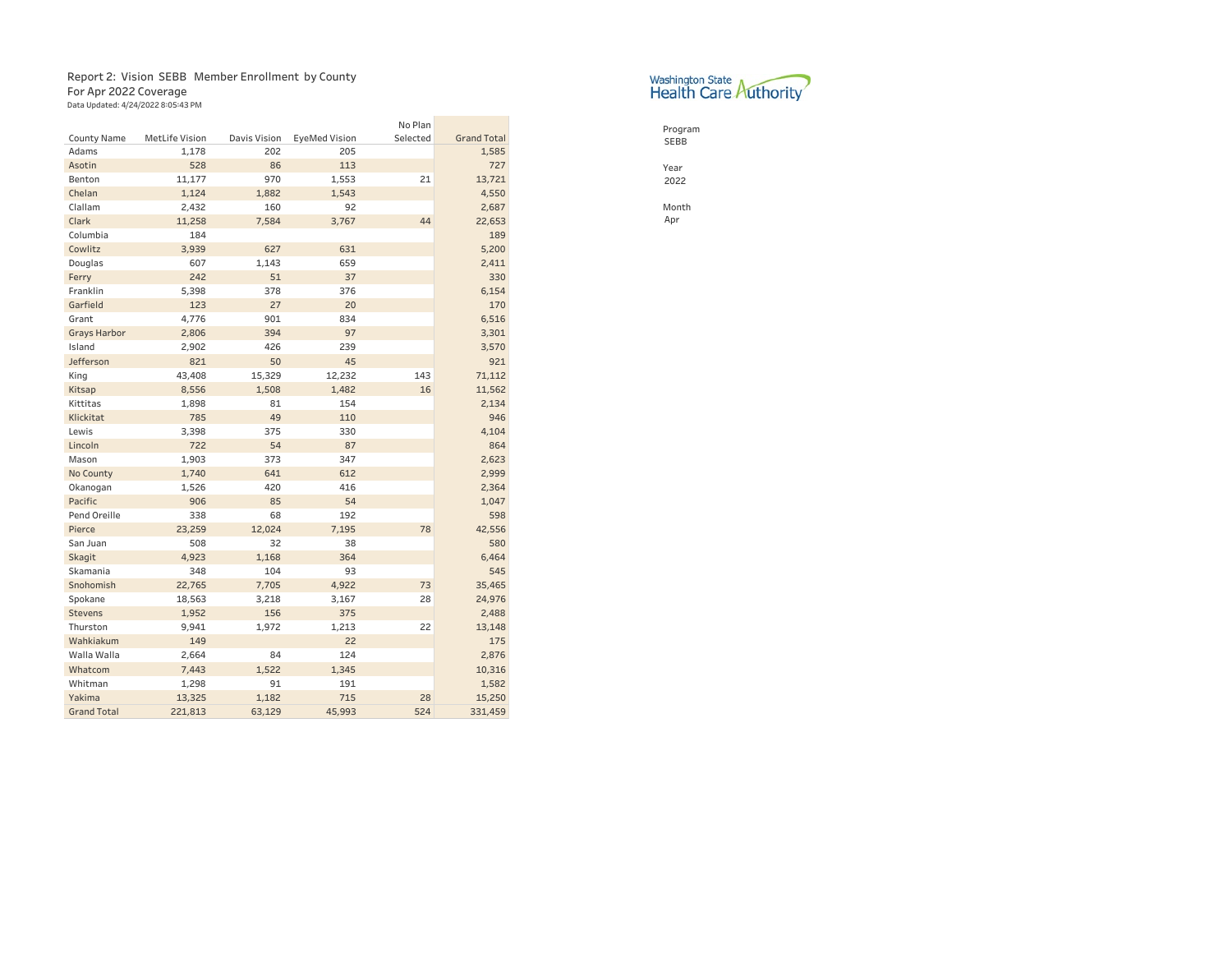Report 2: Vision SEBB Member Enrollment by County
For Apr 2022 Coverage
Data Updated: 4/24/2022 8:05:43 PM

Washington State Health Care Authority

Program
SEBB

Year
2022

Month
Apr

| County Name | MetLife Vision | Davis Vision | EyeMed Vision | No Plan Selected | Grand Total |
|---|---|---|---|---|---|
| Adams | 1,178 | 202 | 205 | | 1,585 |
| Asotin | 528 | 86 | 113 | | 727 |
| Benton | 11,177 | 970 | 1,553 | 21 | 13,721 |
| Chelan | 1,124 | 1,882 | 1,543 | | 4,550 |
| Clallam | 2,432 | 160 | 92 | | 2,687 |
| Clark | 11,258 | 7,584 | 3,767 | 44 | 22,653 |
| Columbia | 184 | | | | 189 |
| Cowlitz | 3,939 | 627 | 631 | | 5,200 |
| Douglas | 607 | 1,143 | 659 | | 2,411 |
| Ferry | 242 | 51 | 37 | | 330 |
| Franklin | 5,398 | 378 | 376 | | 6,154 |
| Garfield | 123 | 27 | 20 | | 170 |
| Grant | 4,776 | 901 | 834 | | 6,516 |
| Grays Harbor | 2,806 | 394 | 97 | | 3,301 |
| Island | 2,902 | 426 | 239 | | 3,570 |
| Jefferson | 821 | 50 | 45 | | 921 |
| King | 43,408 | 15,329 | 12,232 | 143 | 71,112 |
| Kitsap | 8,556 | 1,508 | 1,482 | 16 | 11,562 |
| Kittitas | 1,898 | 81 | 154 | | 2,134 |
| Klickitat | 785 | 49 | 110 | | 946 |
| Lewis | 3,398 | 375 | 330 | | 4,104 |
| Lincoln | 722 | 54 | 87 | | 864 |
| Mason | 1,903 | 373 | 347 | | 2,623 |
| No County | 1,740 | 641 | 612 | | 2,999 |
| Okanogan | 1,526 | 420 | 416 | | 2,364 |
| Pacific | 906 | 85 | 54 | | 1,047 |
| Pend Oreille | 338 | 68 | 192 | | 598 |
| Pierce | 23,259 | 12,024 | 7,195 | 78 | 42,556 |
| San Juan | 508 | 32 | 38 | | 580 |
| Skagit | 4,923 | 1,168 | 364 | | 6,464 |
| Skamania | 348 | 104 | 93 | | 545 |
| Snohomish | 22,765 | 7,705 | 4,922 | 73 | 35,465 |
| Spokane | 18,563 | 3,218 | 3,167 | 28 | 24,976 |
| Stevens | 1,952 | 156 | 375 | | 2,488 |
| Thurston | 9,941 | 1,972 | 1,213 | 22 | 13,148 |
| Wahkiakum | 149 | | 22 | | 175 |
| Walla Walla | 2,664 | 84 | 124 | | 2,876 |
| Whatcom | 7,443 | 1,522 | 1,345 | | 10,316 |
| Whitman | 1,298 | 91 | 191 | | 1,582 |
| Yakima | 13,325 | 1,182 | 715 | 28 | 15,250 |
| Grand Total | 221,813 | 63,129 | 45,993 | 524 | 331,459 |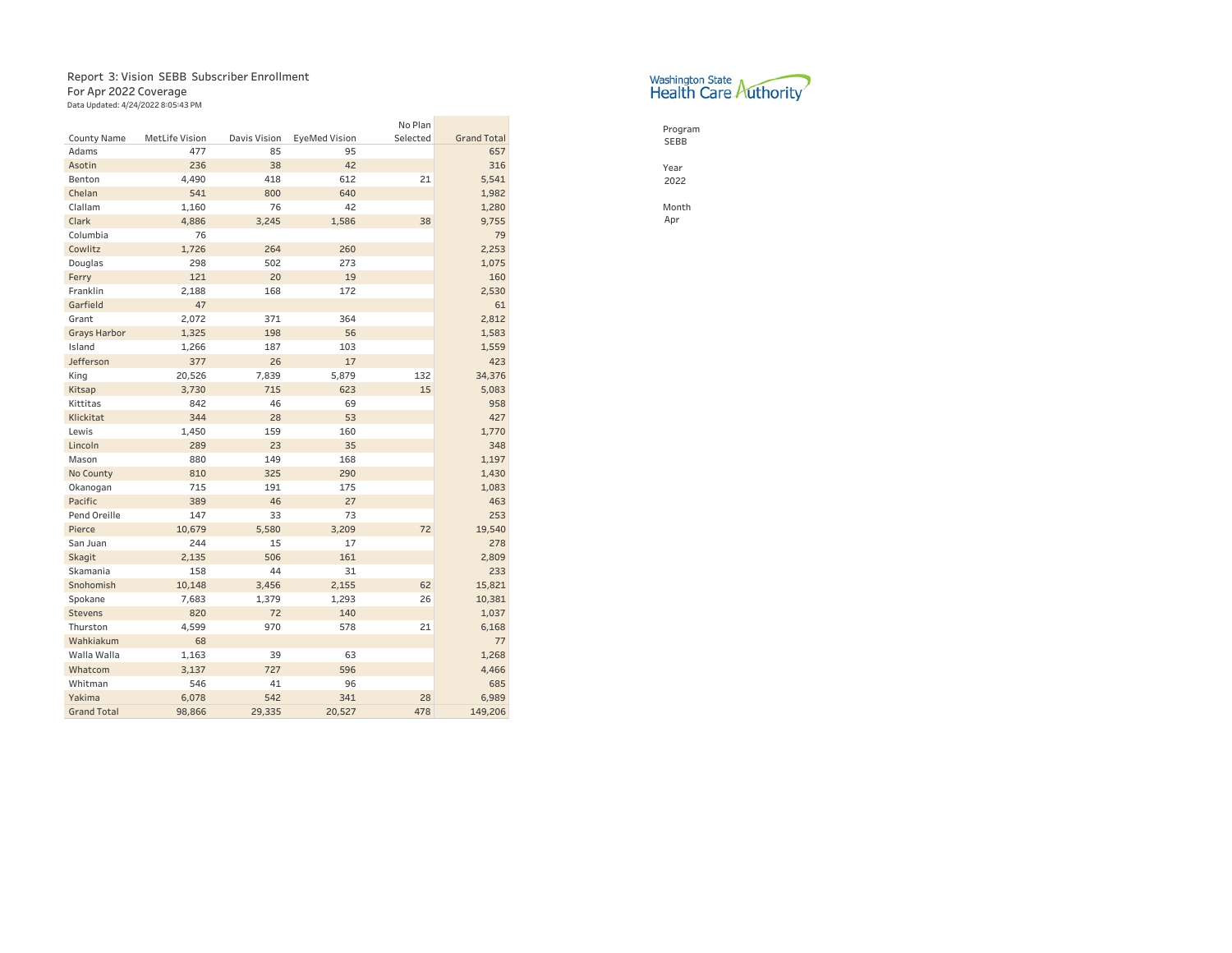Report 3: Vision SEBB Subscriber Enrollment
For Apr 2022 Coverage
Data Updated: 4/24/2022 8:05:43 PM

Washington State Health Care Authority

Program
SEBB

Year
2022

Month
Apr

| County Name | MetLife Vision | Davis Vision | EyeMed Vision | No Plan Selected | Grand Total |
|---|---|---|---|---|---|
| Adams | 477 | 85 | 95 | | 657 |
| Asotin | 236 | 38 | 42 | | 316 |
| Benton | 4,490 | 418 | 612 | 21 | 5,541 |
| Chelan | 541 | 800 | 640 | | 1,982 |
| Clallam | 1,160 | 76 | 42 | | 1,280 |
| Clark | 4,886 | 3,245 | 1,586 | 38 | 9,755 |
| Columbia | 76 | | | | 79 |
| Cowlitz | 1,726 | 264 | 260 | | 2,253 |
| Douglas | 298 | 502 | 273 | | 1,075 |
| Ferry | 121 | 20 | 19 | | 160 |
| Franklin | 2,188 | 168 | 172 | | 2,530 |
| Garfield | 47 | | | | 61 |
| Grant | 2,072 | 371 | 364 | | 2,812 |
| Grays Harbor | 1,325 | 198 | 56 | | 1,583 |
| Island | 1,266 | 187 | 103 | | 1,559 |
| Jefferson | 377 | 26 | 17 | | 423 |
| King | 20,526 | 7,839 | 5,879 | 132 | 34,376 |
| Kitsap | 3,730 | 715 | 623 | 15 | 5,083 |
| Kittitas | 842 | 46 | 69 | | 958 |
| Klickitat | 344 | 28 | 53 | | 427 |
| Lewis | 1,450 | 159 | 160 | | 1,770 |
| Lincoln | 289 | 23 | 35 | | 348 |
| Mason | 880 | 149 | 168 | | 1,197 |
| No County | 810 | 325 | 290 | | 1,430 |
| Okanogan | 715 | 191 | 175 | | 1,083 |
| Pacific | 389 | 46 | 27 | | 463 |
| Pend Oreille | 147 | 33 | 73 | | 253 |
| Pierce | 10,679 | 5,580 | 3,209 | 72 | 19,540 |
| San Juan | 244 | 15 | 17 | | 278 |
| Skagit | 2,135 | 506 | 161 | | 2,809 |
| Skamania | 158 | 44 | 31 | | 233 |
| Snohomish | 10,148 | 3,456 | 2,155 | 62 | 15,821 |
| Spokane | 7,683 | 1,379 | 1,293 | 26 | 10,381 |
| Stevens | 820 | 72 | 140 | | 1,037 |
| Thurston | 4,599 | 970 | 578 | 21 | 6,168 |
| Wahkiakum | 68 | | | | 77 |
| Walla Walla | 1,163 | 39 | 63 | | 1,268 |
| Whatcom | 3,137 | 727 | 596 | | 4,466 |
| Whitman | 546 | 41 | 96 | | 685 |
| Yakima | 6,078 | 542 | 341 | 28 | 6,989 |
| Grand Total | 98,866 | 29,335 | 20,527 | 478 | 149,206 |